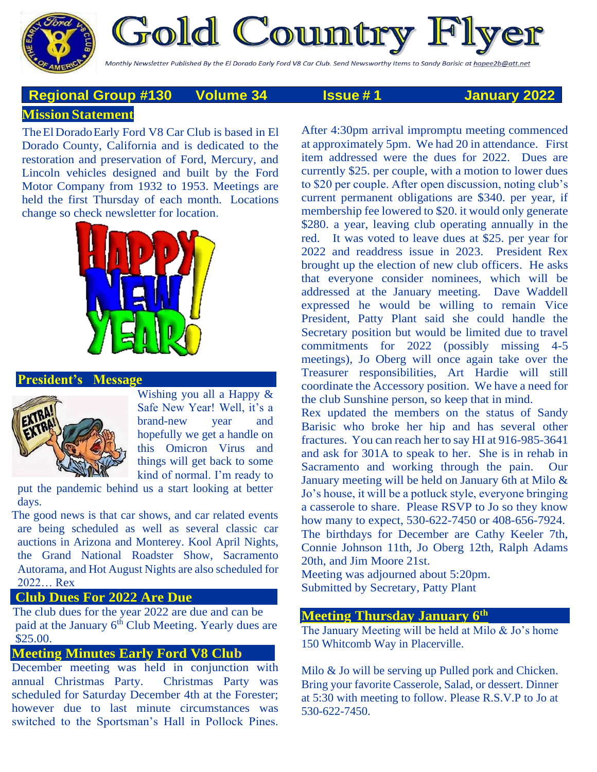# Gold Country Flyer

Monthly Newsletter Published By the El Dorado Early Ford V8 Car Club. Send Newsworthy Items to Sandy Barisic at hapee2b@att.net

**Regional Group #130 Volume 34 Issue # 1 January 2022**

## Mission Statement

The El Dorado Early Ford V8 Car Club is based in El Dorado County, California and is dedicated to the restoration and preservation of Ford, Mercury, and Lincoln vehicles designed and built by the Ford Motor Company from 1932 to 1953. Meetings are held the first Thursday of each month. Locations change so check newsletter for location.

## President's Message

Wishing you all a Happy & Safe New Year! Well, it's a brand-new year and hopefully we get a handle on this Omicron Virus and things will get back to some kind of normal. I'm ready to put the pandemic behind us a start looking at better days.

The good news is that car shows, and car related events are being scheduled as well as several classic car auctions in Arizona and Monterey. Kool April Nights, the Grand National Roadster Show, Sacramento Autorama, and Hot August Nights are also scheduled for 2022… Rex

## Club Dues For 2022 Are Due

The club dues for the year 2022 are due and can be paid at the January 6th Club Meeting. Yearly dues are $25.00.

## Meeting Minutes Early Ford V8 Club

December meeting was held in conjunction with annual Christmas Party. Christmas Party was scheduled for Saturday December 4th at the Forester; however due to last minute circumstances was switched to the Sportsman's Hall in Pollock Pines. After 4:30pm arrival impromptu meeting commenced at approximately 5pm. We had 20 in attendance. First item addressed were the dues for 2022. Dues are currently $25. per couple, with a motion to lower dues to $20 per couple. After open discussion, noting club's current permanent obligations are $340. per year, if membership fee lowered to $20. it would only generate $280. a year, leaving club operating annually in the red. It was voted to leave dues at $25. per year for 2022 and readdress issue in 2023. President Rex brought up the election of new club officers. He asks that everyone consider nominees, which will be addressed at the January meeting. Dave Waddell expressed he would be willing to remain Vice President, Patty Plant said she could handle the Secretary position but would be limited due to travel commitments for 2022 (possibly missing 4-5 meetings), Jo Oberg will once again take over the Treasurer responsibilities, Art Hardie will still coordinate the Accessory position. We have a need for the club Sunshine person, so keep that in mind.

Rex updated the members on the status of Sandy Barisic who broke her hip and has several other fractures. You can reach her to say HI at 916-985-3641 and ask for 301A to speak to her. She is in rehab in Sacramento and working through the pain. Our January meeting will be held on January 6th at Milo & Jo's house, it will be a potluck style, everyone bringing a casserole to share. Please RSVP to Jo so they know how many to expect, 530-622-7450 or 408-656-7924. The birthdays for December are Cathy Keeler 7th, Connie Johnson 11th, Jo Oberg 12th, Ralph Adams 20th, and Jim Moore 21st.

Meeting was adjourned about 5:20pm.

Submitted by Secretary, Patty Plant

## Meeting Thursday January 6th

The January Meeting will be held at Milo & Jo's home 150 Whitcomb Way in Placerville.

Milo & Jo will be serving up Pulled pork and Chicken. Bring your favorite Casserole, Salad, or dessert. Dinner at 5:30 with meeting to follow. Please R.S.V.P to Jo at 530-622-7450.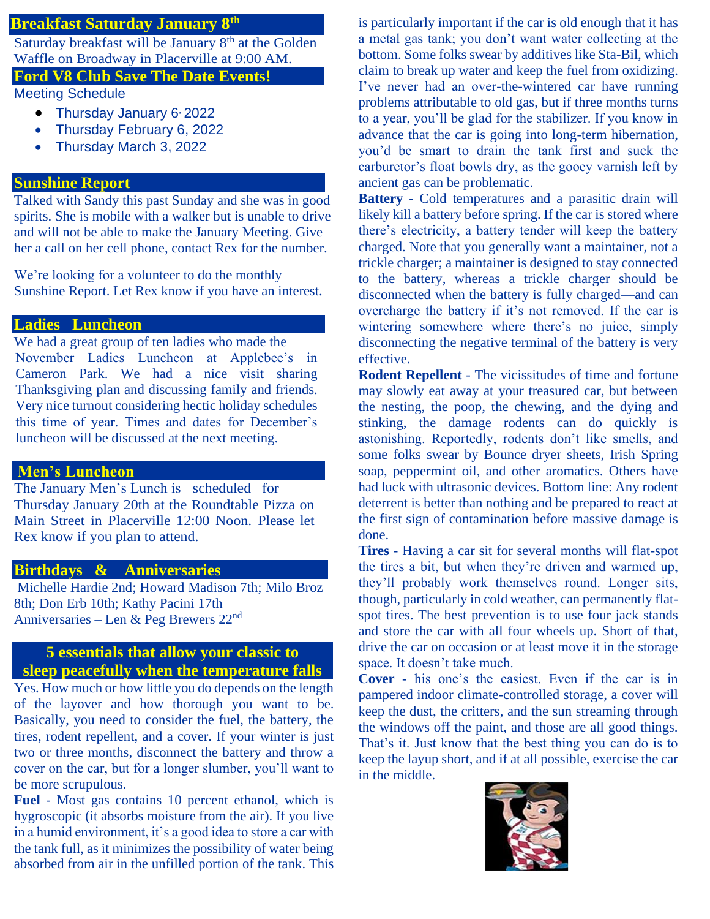## Breakfast Saturday January 8th

Saturday breakfast will be January 8th at the Golden Waffle on Broadway in Placerville at 9:00 AM.

## Ford V8 Club Save The Date Events!

Meeting Schedule

- Thursday January 6, 2022
- Thursday February 6, 2022
- Thursday March 3, 2022

## Sunshine Report

Talked with Sandy this past Sunday and she was in good spirits. She is mobile with a walker but is unable to drive and will not be able to make the January Meeting. Give her a call on her cell phone, contact Rex for the number.

We're looking for a volunteer to do the monthly Sunshine Report. Let Rex know if you have an interest.

## Ladies Luncheon

We had a great group of ten ladies who made the November Ladies Luncheon at Applebee's in Cameron Park. We had a nice visit sharing Thanksgiving plan and discussing family and friends. Very nice turnout considering hectic holiday schedules this time of year. Times and dates for December's luncheon will be discussed at the next meeting.

## Men's Luncheon

The January Men's Lunch is scheduled for Thursday January 20th at the Roundtable Pizza on Main Street in Placerville 12:00 Noon. Please let Rex know if you plan to attend.

## Birthdays & Anniversaries

Michelle Hardie 2nd; Howard Madison 7th; Milo Broz 8th; Don Erb 10th; Kathy Pacini 17th
Anniversaries – Len & Peg Brewers 22nd

## 5 essentials that allow your classic to sleep peacefully when the temperature falls

Yes. How much or how little you do depends on the length of the layover and how thorough you want to be. Basically, you need to consider the fuel, the battery, the tires, rodent repellent, and a cover. If your winter is just two or three months, disconnect the battery and throw a cover on the car, but for a longer slumber, you'll want to be more scrupulous.

**Fuel** - Most gas contains 10 percent ethanol, which is hygroscopic (it absorbs moisture from the air). If you live in a humid environment, it's a good idea to store a car with the tank full, as it minimizes the possibility of water being absorbed from air in the unfilled portion of the tank. This is particularly important if the car is old enough that it has a metal gas tank; you don't want water collecting at the bottom. Some folks swear by additives like Sta-Bil, which claim to break up water and keep the fuel from oxidizing. I've never had an over-the-wintered car have running problems attributable to old gas, but if three months turns to a year, you'll be glad for the stabilizer. If you know in advance that the car is going into long-term hibernation, you'd be smart to drain the tank first and suck the carburetor's float bowls dry, as the gooey varnish left by ancient gas can be problematic.

**Battery** - Cold temperatures and a parasitic drain will likely kill a battery before spring. If the car is stored where there's electricity, a battery tender will keep the battery charged. Note that you generally want a maintainer, not a trickle charger; a maintainer is designed to stay connected to the battery, whereas a trickle charger should be disconnected when the battery is fully charged—and can overcharge the battery if it's not removed. If the car is wintering somewhere where there's no juice, simply disconnecting the negative terminal of the battery is very effective.

**Rodent Repellent** - The vicissitudes of time and fortune may slowly eat away at your treasured car, but between the nesting, the poop, the chewing, and the dying and stinking, the damage rodents can do quickly is astonishing. Reportedly, rodents don't like smells, and some folks swear by Bounce dryer sheets, Irish Spring soap, peppermint oil, and other aromatics. Others have had luck with ultrasonic devices. Bottom line: Any rodent deterrent is better than nothing and be prepared to react at the first sign of contamination before massive damage is done.

**Tires** - Having a car sit for several months will flat-spot the tires a bit, but when they're driven and warmed up, they'll probably work themselves round. Longer sits, though, particularly in cold weather, can permanently flat-spot tires. The best prevention is to use four jack stands and store the car with all four wheels up. Short of that, drive the car on occasion or at least move it in the storage space. It doesn't take much.

**Cover** - his one's the easiest. Even if the car is in pampered indoor climate-controlled storage, a cover will keep the dust, the critters, and the sun streaming through the windows off the paint, and those are all good things. That's it. Just know that the best thing you can do is to keep the layup short, and if at all possible, exercise the car in the middle.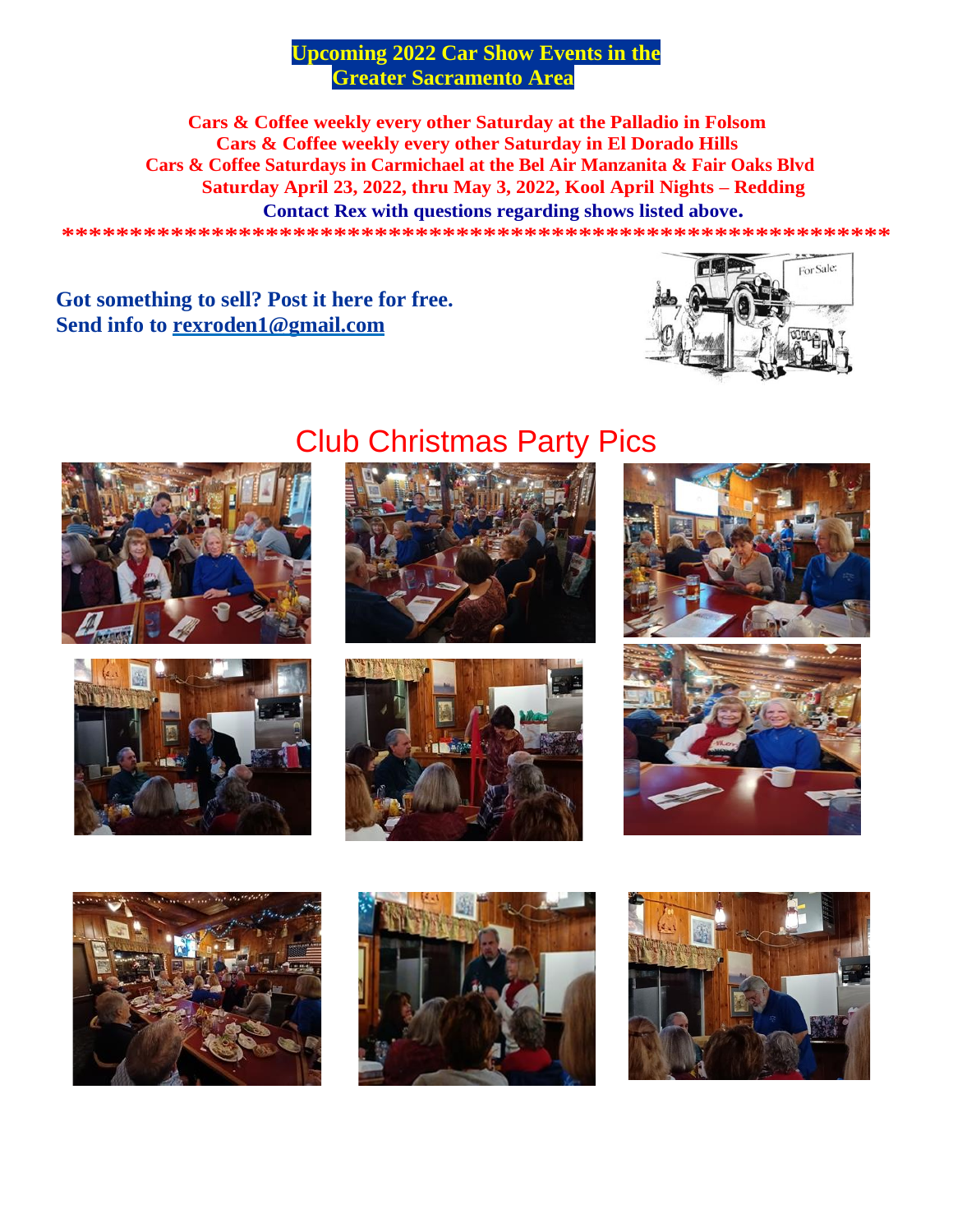# Upcoming 2022 Car Show Events in the Greater Sacramento Area

**Cars & Coffee weekly every other Saturday at the Palladio in Folsom**
**Cars & Coffee weekly every other Saturday in El Dorado Hills**
**Cars & Coffee Saturdays in Carmichael at the Bel Air Manzanita & Fair Oaks Blvd**
**Saturday April 23, 2022, thru May 3, 2022, Kool April Nights – Redding**
**Contact Rex with questions regarding shows listed above.**

**************************************************************

**Got something to sell? Post it here for free.**
**Send info to rexroden1@gmail.com**

## Club Christmas Party Pics